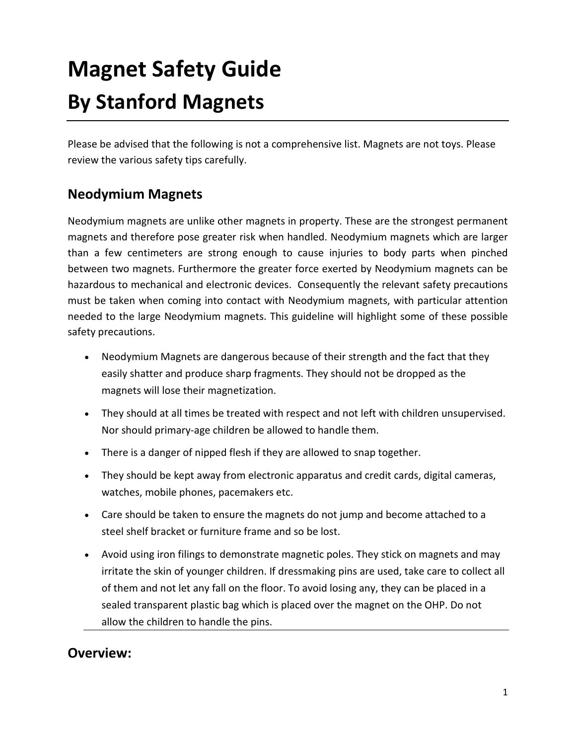# Magnet Safety Guide

# By Stanford Magnets

---

Please be advised that the following is not a comprehensive list. Magnets are not toys. Please review the various safety tips carefully.

## Neodymium Magnets

Neodymium magnets are unlike other magnets in property. These are the strongest permanent magnets and therefore pose greater risk when handled. Neodymium magnets which are larger than a few centimeters are strong enough to cause injuries to body parts when pinched between two magnets. Furthermore the greater force exerted by Neodymium magnets can be hazardous to mechanical and electronic devices. Consequently the relevant safety precautions must be taken when coming into contact with Neodymium magnets, with particular attention needed to the large Neodymium magnets. This guideline will highlight some of these possible safety precautions.

- Neodymium Magnets are dangerous because of their strength and the fact that they easily shatter and produce sharp fragments. They should not be dropped as the magnets will lose their magnetization.
- They should at all times be treated with respect and not left with children unsupervised. Nor should primary-age children be allowed to handle them.
- There is a danger of nipped flesh if they are allowed to snap together.
- They should be kept away from electronic apparatus and credit cards, digital cameras, watches, mobile phones, pacemakers etc.
- Care should be taken to ensure the magnets do not jump and become attached to a steel shelf bracket or furniture frame and so be lost.
- Avoid using iron filings to demonstrate magnetic poles. They stick on magnets and may irritate the skin of younger children. If dressmaking pins are used, take care to collect all of them and not let any fall on the floor. To avoid losing any, they can be placed in a sealed transparent plastic bag which is placed over the magnet on the OHP. Do not allow the children to handle the pins.

---

## Overview: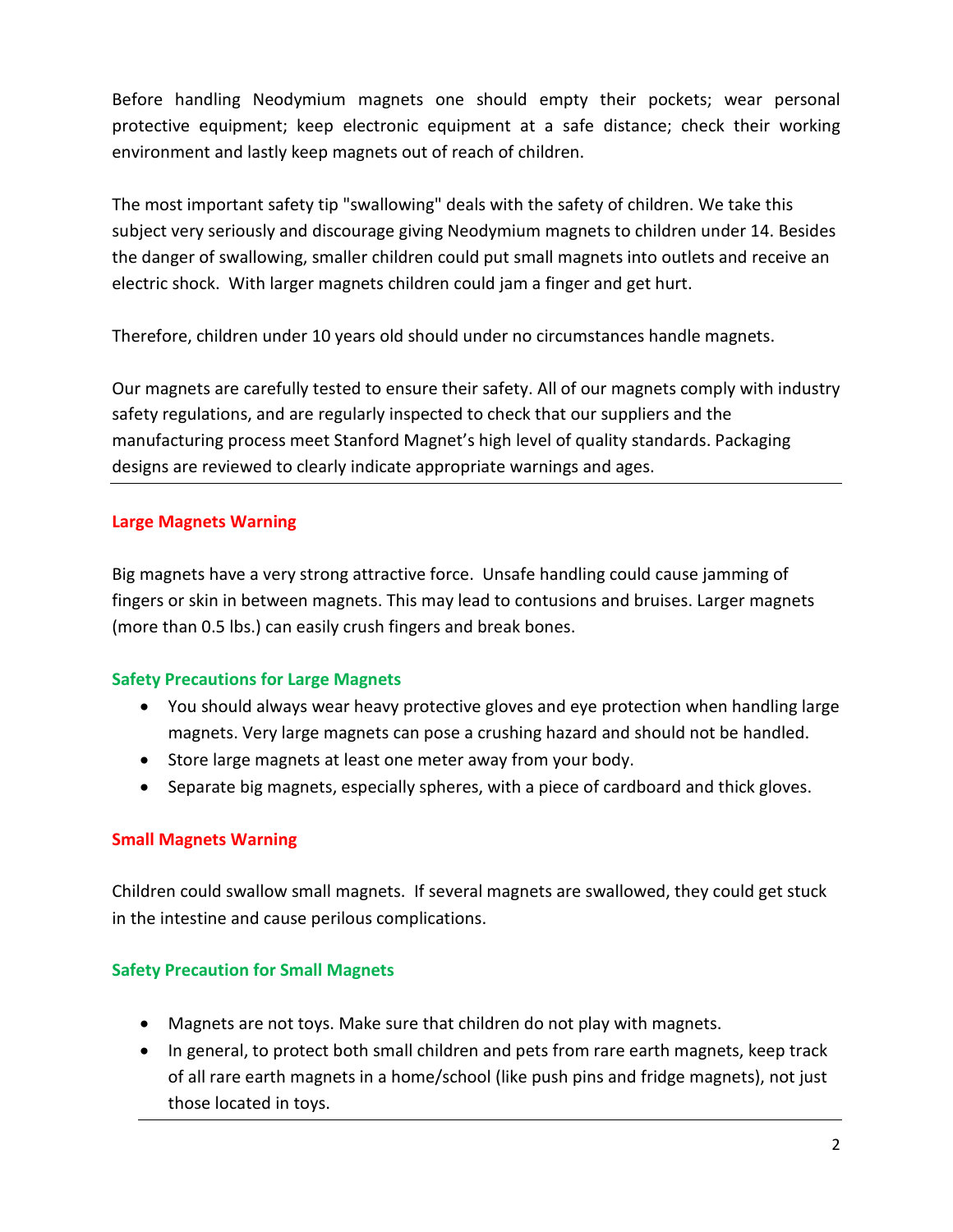Before handling Neodymium magnets one should empty their pockets; wear personal protective equipment; keep electronic equipment at a safe distance; check their working environment and lastly keep magnets out of reach of children.

The most important safety tip "swallowing" deals with the safety of children. We take this subject very seriously and discourage giving Neodymium magnets to children under 14. Besides the danger of swallowing, smaller children could put small magnets into outlets and receive an electric shock. With larger magnets children could jam a finger and get hurt.

Therefore, children under 10 years old should under no circumstances handle magnets.

Our magnets are carefully tested to ensure their safety. All of our magnets comply with industry safety regulations, and are regularly inspected to check that our suppliers and the manufacturing process meet Stanford Magnet's high level of quality standards. Packaging designs are reviewed to clearly indicate appropriate warnings and ages.

---

### Large Magnets Warning

Big magnets have a very strong attractive force. Unsafe handling could cause jamming of fingers or skin in between magnets. This may lead to contusions and bruises. Larger magnets (more than 0.5 lbs.) can easily crush fingers and break bones.

#### Safety Precautions for Large Magnets

- You should always wear heavy protective gloves and eye protection when handling large magnets. Very large magnets can pose a crushing hazard and should not be handled.
- Store large magnets at least one meter away from your body.
- Separate big magnets, especially spheres, with a piece of cardboard and thick gloves.

### Small Magnets Warning

Children could swallow small magnets. If several magnets are swallowed, they could get stuck in the intestine and cause perilous complications.

#### Safety Precaution for Small Magnets

- Magnets are not toys. Make sure that children do not play with magnets.
- In general, to protect both small children and pets from rare earth magnets, keep track of all rare earth magnets in a home/school (like push pins and fridge magnets), not just those located in toys.

---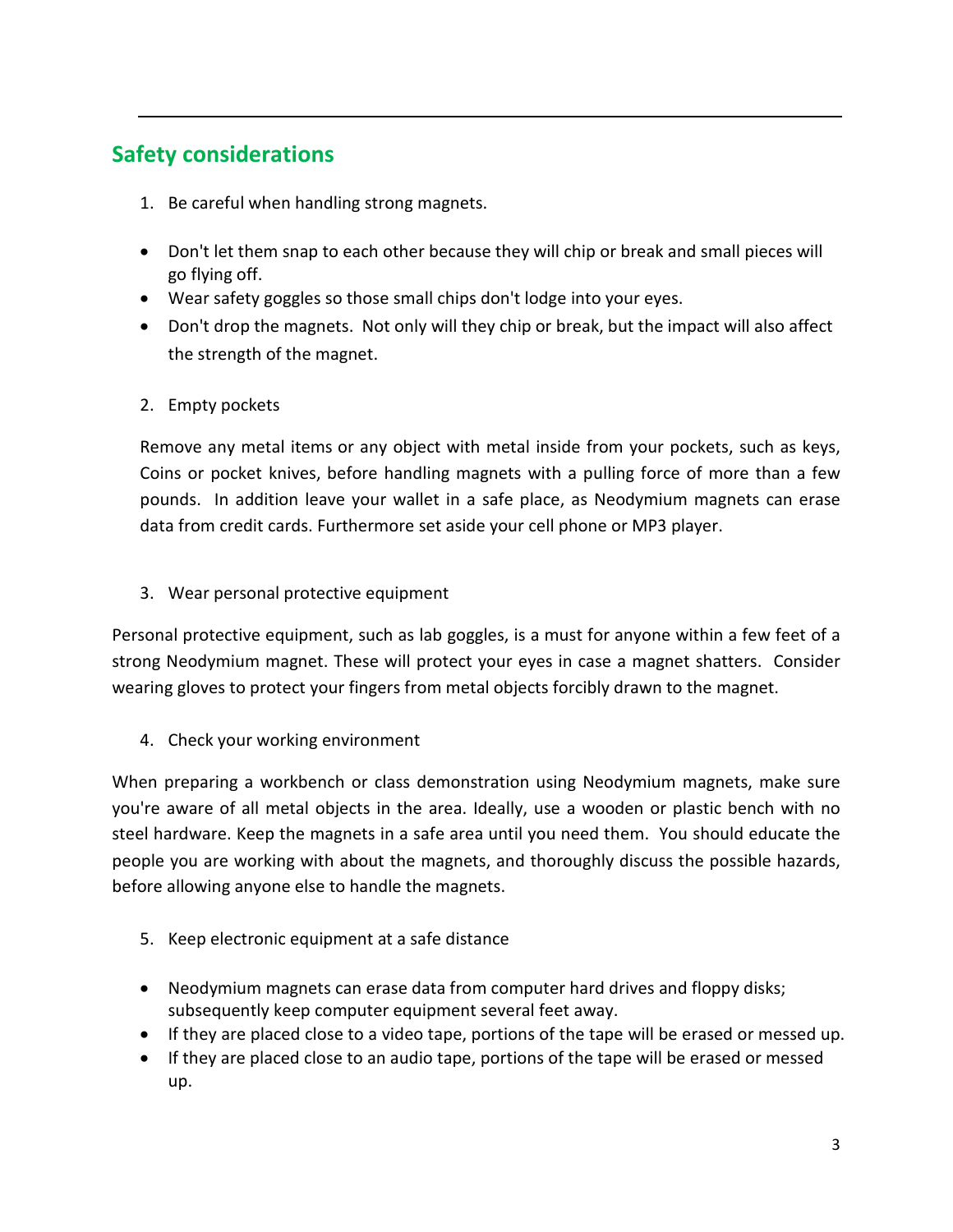## Safety considerations

1. Be careful when handling strong magnets.

- Don't let them snap to each other because they will chip or break and small pieces will go flying off.
- Wear safety goggles so those small chips don't lodge into your eyes.
- Don't drop the magnets. Not only will they chip or break, but the impact will also affect the strength of the magnet.

2. Empty pockets

Remove any metal items or any object with metal inside from your pockets, such as keys, Coins or pocket knives, before handling magnets with a pulling force of more than a few pounds. In addition leave your wallet in a safe place, as Neodymium magnets can erase data from credit cards. Furthermore set aside your cell phone or MP3 player.

3. Wear personal protective equipment

Personal protective equipment, such as lab goggles, is a must for anyone within a few feet of a strong Neodymium magnet. These will protect your eyes in case a magnet shatters. Consider wearing gloves to protect your fingers from metal objects forcibly drawn to the magnet.

4. Check your working environment

When preparing a workbench or class demonstration using Neodymium magnets, make sure you're aware of all metal objects in the area. Ideally, use a wooden or plastic bench with no steel hardware. Keep the magnets in a safe area until you need them. You should educate the people you are working with about the magnets, and thoroughly discuss the possible hazards, before allowing anyone else to handle the magnets.

5. Keep electronic equipment at a safe distance

- Neodymium magnets can erase data from computer hard drives and floppy disks; subsequently keep computer equipment several feet away.
- If they are placed close to a video tape, portions of the tape will be erased or messed up.
- If they are placed close to an audio tape, portions of the tape will be erased or messed up.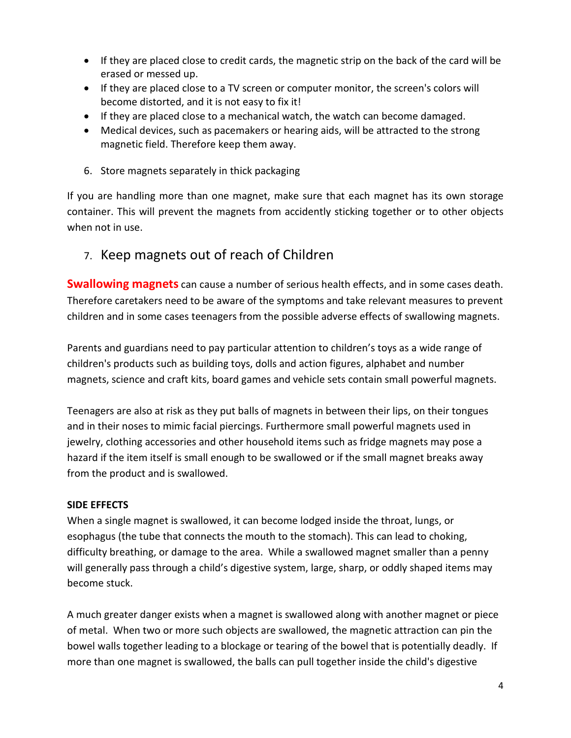- If they are placed close to credit cards, the magnetic strip on the back of the card will be erased or messed up.
- If they are placed close to a TV screen or computer monitor, the screen's colors will become distorted, and it is not easy to fix it!
- If they are placed close to a mechanical watch, the watch can become damaged.
- Medical devices, such as pacemakers or hearing aids, will be attracted to the strong magnetic field. Therefore keep them away.

6. Store magnets separately in thick packaging

If you are handling more than one magnet, make sure that each magnet has its own storage container. This will prevent the magnets from accidently sticking together or to other objects when not in use.

## 7. Keep magnets out of reach of Children

**Swallowing magnets** can cause a number of serious health effects, and in some cases death. Therefore caretakers need to be aware of the symptoms and take relevant measures to prevent children and in some cases teenagers from the possible adverse effects of swallowing magnets.

Parents and guardians need to pay particular attention to children's toys as a wide range of children's products such as building toys, dolls and action figures, alphabet and number magnets, science and craft kits, board games and vehicle sets contain small powerful magnets.

Teenagers are also at risk as they put balls of magnets in between their lips, on their tongues and in their noses to mimic facial piercings. Furthermore small powerful magnets used in jewelry, clothing accessories and other household items such as fridge magnets may pose a hazard if the item itself is small enough to be swallowed or if the small magnet breaks away from the product and is swallowed.

**SIDE EFFECTS**

When a single magnet is swallowed, it can become lodged inside the throat, lungs, or esophagus (the tube that connects the mouth to the stomach). This can lead to choking, difficulty breathing, or damage to the area. While a swallowed magnet smaller than a penny will generally pass through a child's digestive system, large, sharp, or oddly shaped items may become stuck.

A much greater danger exists when a magnet is swallowed along with another magnet or piece of metal. When two or more such objects are swallowed, the magnetic attraction can pin the bowel walls together leading to a blockage or tearing of the bowel that is potentially deadly. If more than one magnet is swallowed, the balls can pull together inside the child's digestive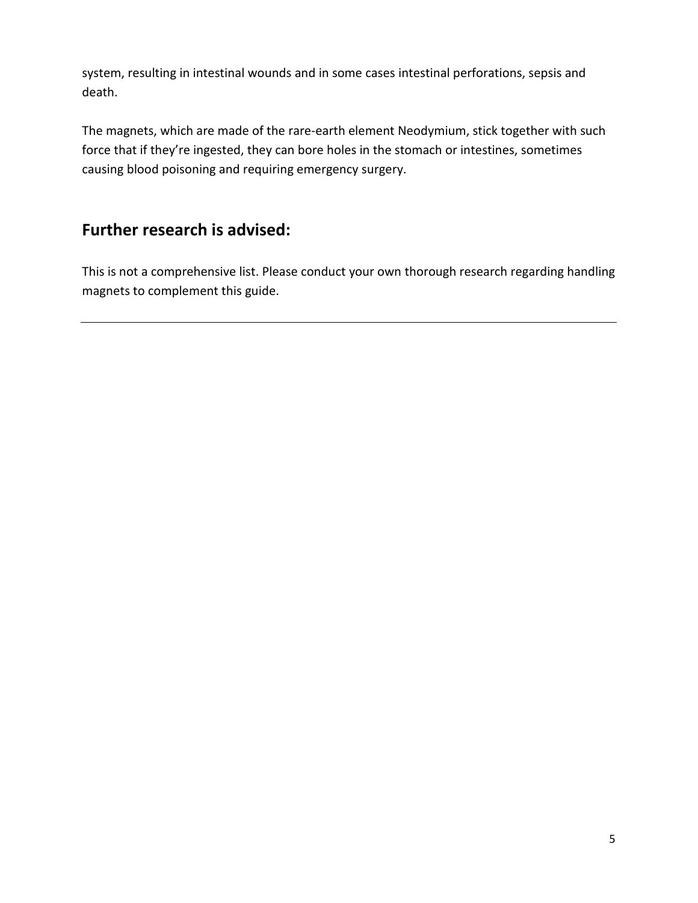system, resulting in intestinal wounds and in some cases intestinal perforations, sepsis and death.

The magnets, which are made of the rare-earth element Neodymium, stick together with such force that if they're ingested, they can bore holes in the stomach or intestines, sometimes causing blood poisoning and requiring emergency surgery.

## Further research is advised:

This is not a comprehensive list. Please conduct your own thorough research regarding handling magnets to complement this guide.

---